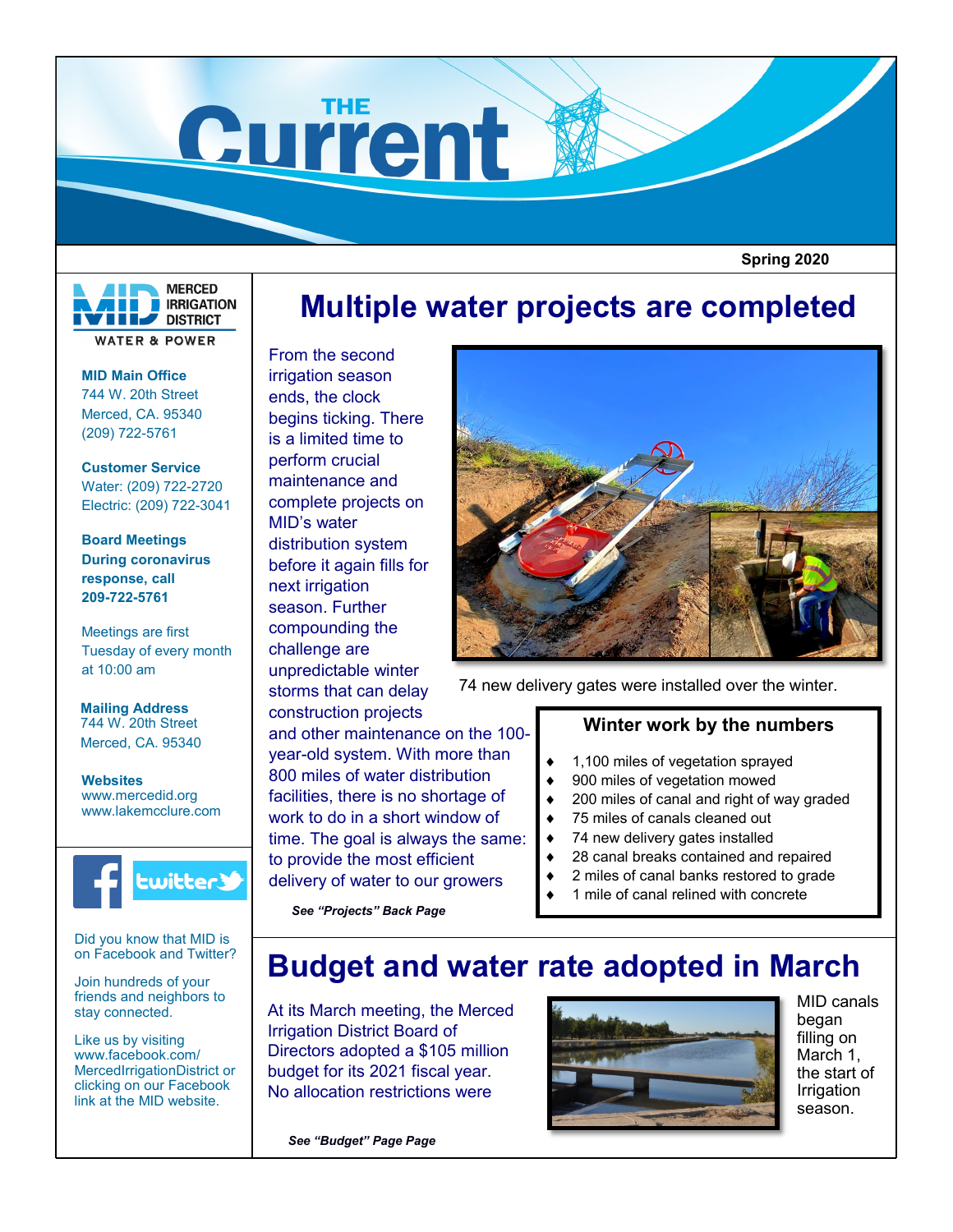# THE Current

**Spring 2020**

MERCED IRRIGATION DISTRICT
WATER & POWER

**MID Main Office**
744 W. 20th Street
Merced, CA. 95340
(209) 722-5761

**Customer Service**
Water: (209) 722-2720
Electric: (209) 722-3041

**Board Meetings During coronavirus response, call 209-722-5761**

Meetings are first Tuesday of every month at 10:00 am

**Mailing Address**
744 W. 20th Street
Merced, CA. 95340

**Websites**
www.mercedid.org
www.lakemcclure.com

Did you know that MID is on Facebook and Twitter?

Join hundreds of your friends and neighbors to stay connected.

Like us by visiting www.facebook.com/MercedIrrigationDistrict or clicking on our Facebook link at the MID website.

## Multiple water projects are completed

From the second irrigation season ends, the clock begins ticking. There is a limited time to perform crucial maintenance and complete projects on MID's water distribution system before it again fills for next irrigation season. Further compounding the challenge are unpredictable winter storms that can delay construction projects and other maintenance on the 100-year-old system. With more than 800 miles of water distribution facilities, there is no shortage of work to do in a short window of time. The goal is always the same: to provide the most efficient delivery of water to our growers

***See "Projects" Back Page***

74 new delivery gates were installed over the winter.

### Winter work by the numbers

- 1,100 miles of vegetation sprayed
- 900 miles of vegetation mowed
- 200 miles of canal and right of way graded
- 75 miles of canals cleaned out
- 74 new delivery gates installed
- 28 canal breaks contained and repaired
- 2 miles of canal banks restored to grade
- 1 mile of canal relined with concrete

## Budget and water rate adopted in March

At its March meeting, the Merced Irrigation District Board of Directors adopted a $105 million budget for its 2021 fiscal year. No allocation restrictions were

***See "Budget" Page Page***

MID canals began filling on March 1, the start of Irrigation season.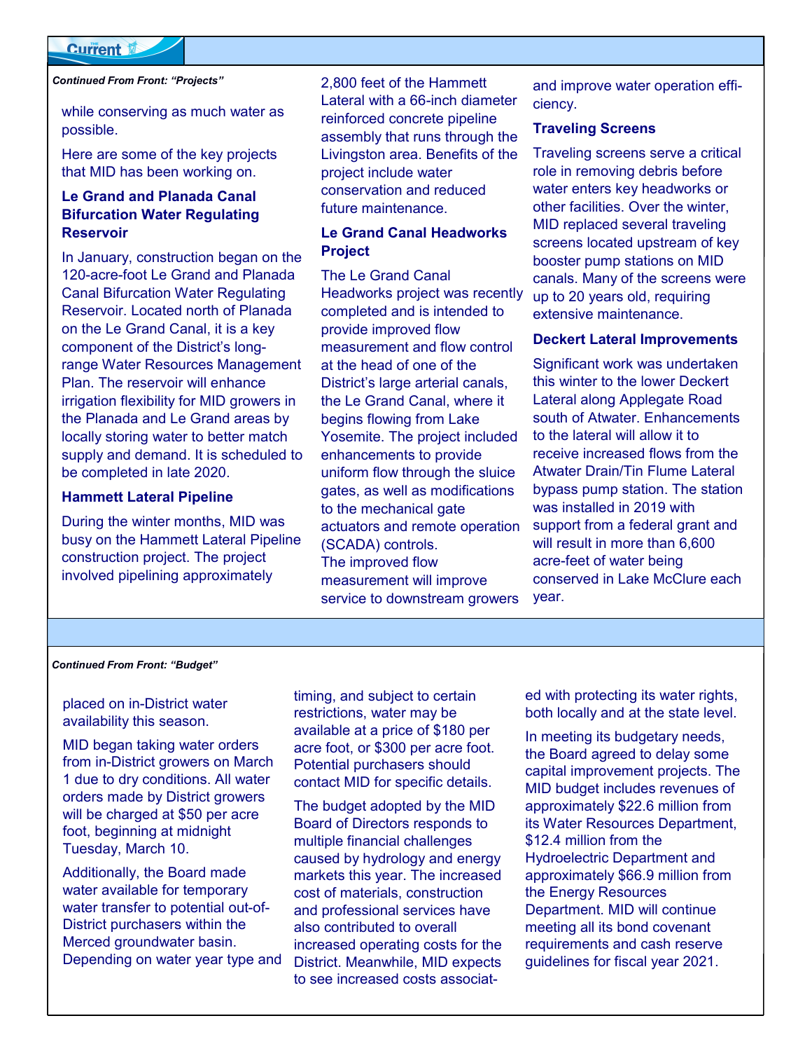*Continued From Front: "Projects"*

while conserving as much water as possible.

Here are some of the key projects that MID has been working on.

### Le Grand and Planada Canal Bifurcation Water Regulating Reservoir

In January, construction began on the 120-acre-foot Le Grand and Planada Canal Bifurcation Water Regulating Reservoir. Located north of Planada on the Le Grand Canal, it is a key component of the District's long-range Water Resources Management Plan. The reservoir will enhance irrigation flexibility for MID growers in the Planada and Le Grand areas by locally storing water to better match supply and demand. It is scheduled to be completed in late 2020.

### Hammett Lateral Pipeline

During the winter months, MID was busy on the Hammett Lateral Pipeline construction project. The project involved pipelining approximately 2,800 feet of the Hammett Lateral with a 66-inch diameter reinforced concrete pipeline assembly that runs through the Livingston area. Benefits of the project include water conservation and reduced future maintenance.

### Le Grand Canal Headworks Project

The Le Grand Canal Headworks project was recently completed and is intended to provide improved flow measurement and flow control at the head of one of the District's large arterial canals, the Le Grand Canal, where it begins flowing from Lake Yosemite. The project included enhancements to provide uniform flow through the sluice gates, as well as modifications to the mechanical gate actuators and remote operation (SCADA) controls. The improved flow measurement will improve service to downstream growers and improve water operation efficiency.

### Traveling Screens

Traveling screens serve a critical role in removing debris before water enters key headworks or other facilities. Over the winter, MID replaced several traveling screens located upstream of key booster pump stations on MID canals. Many of the screens were up to 20 years old, requiring extensive maintenance.

### Deckert Lateral Improvements

Significant work was undertaken this winter to the lower Deckert Lateral along Applegate Road south of Atwater. Enhancements to the lateral will allow it to receive increased flows from the Atwater Drain/Tin Flume Lateral bypass pump station. The station was installed in 2019 with support from a federal grant and will result in more than 6,600 acre-feet of water being conserved in Lake McClure each year.

*Continued From Front: "Budget"*

placed on in-District water availability this season.

MID began taking water orders from in-District growers on March 1 due to dry conditions. All water orders made by District growers will be charged at $50 per acre foot, beginning at midnight Tuesday, March 10.

Additionally, the Board made water available for temporary water transfer to potential out-of-District purchasers within the Merced groundwater basin. Depending on water year type and timing, and subject to certain restrictions, water may be available at a price of $180 per acre foot, or $300 per acre foot. Potential purchasers should contact MID for specific details.

The budget adopted by the MID Board of Directors responds to multiple financial challenges caused by hydrology and energy markets this year. The increased cost of materials, construction and professional services have also contributed to overall increased operating costs for the District. Meanwhile, MID expects to see increased costs associated with protecting its water rights, both locally and at the state level.

In meeting its budgetary needs, the Board agreed to delay some capital improvement projects. The MID budget includes revenues of approximately $22.6 million from its Water Resources Department, $12.4 million from the Hydroelectric Department and approximately $66.9 million from the Energy Resources Department. MID will continue meeting all its bond covenant requirements and cash reserve guidelines for fiscal year 2021.